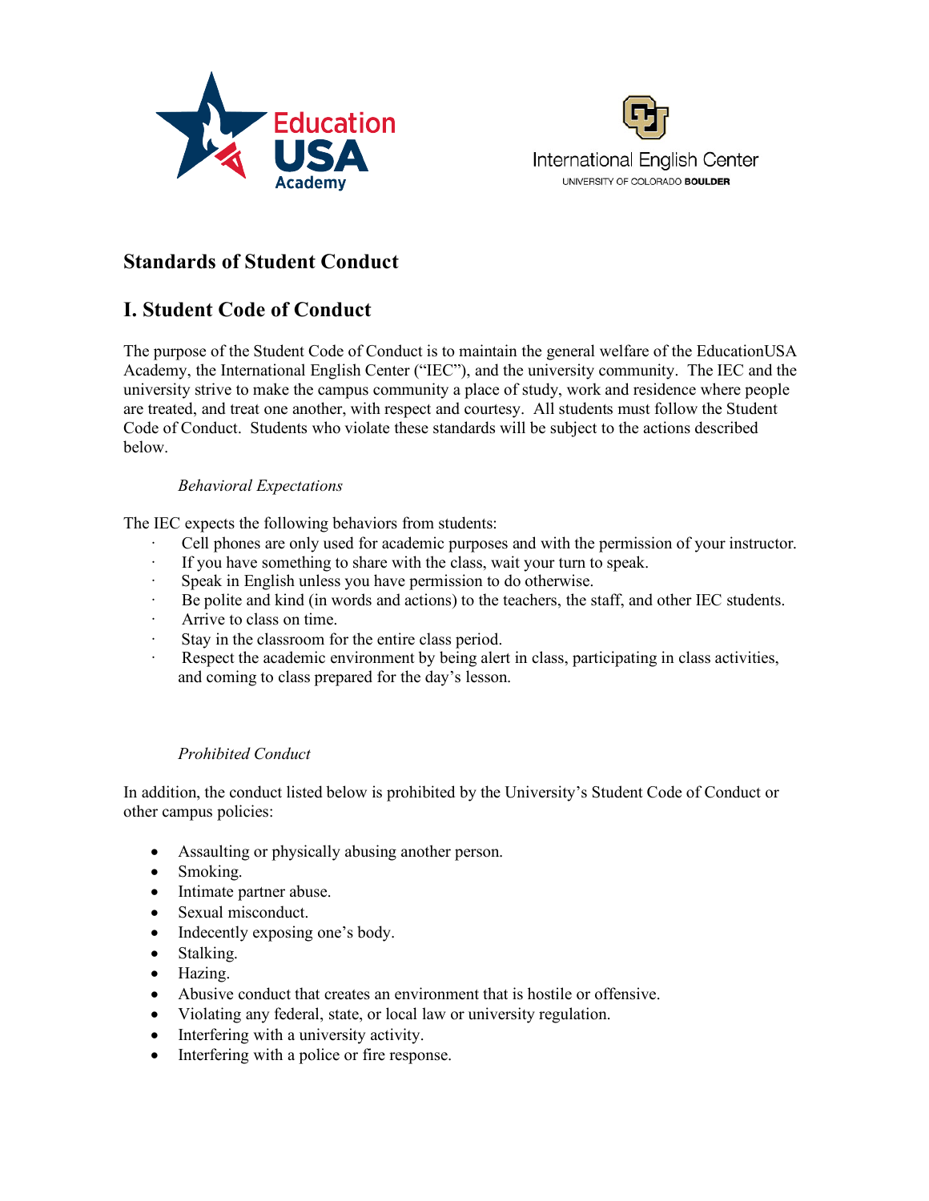## Standards of Student Conduct

## I. Student Code of Conduct

The purpose of the Student Code of Conduct is to maintain the general welfare of the EducationUSA Academy, the International English Center ("IEC"), and the university community. The IEC and the university strive to make the campus community a place of study, work and residence where people are treated, and treat one another, with respect and courtesy. All students must follow the Student Code of Conduct. Students who violate these standards will be subject to the actions described below.

*Behavioral Expectations*

The IEC expects the following behaviors from students:

- Cell phones are only used for academic purposes and with the permission of your instructor.
- If you have something to share with the class, wait your turn to speak.
- Speak in English unless you have permission to do otherwise.
- Be polite and kind (in words and actions) to the teachers, the staff, and other IEC students.
- Arrive to class on time.
- Stay in the classroom for the entire class period.
- Respect the academic environment by being alert in class, participating in class activities, and coming to class prepared for the day's lesson.

*Prohibited Conduct*

In addition, the conduct listed below is prohibited by the University's Student Code of Conduct or other campus policies:

- Assaulting or physically abusing another person.
- Smoking.
- Intimate partner abuse.
- Sexual misconduct.
- Indecently exposing one's body.
- Stalking.
- Hazing.
- Abusive conduct that creates an environment that is hostile or offensive.
- Violating any federal, state, or local law or university regulation.
- Interfering with a university activity.
- Interfering with a police or fire response.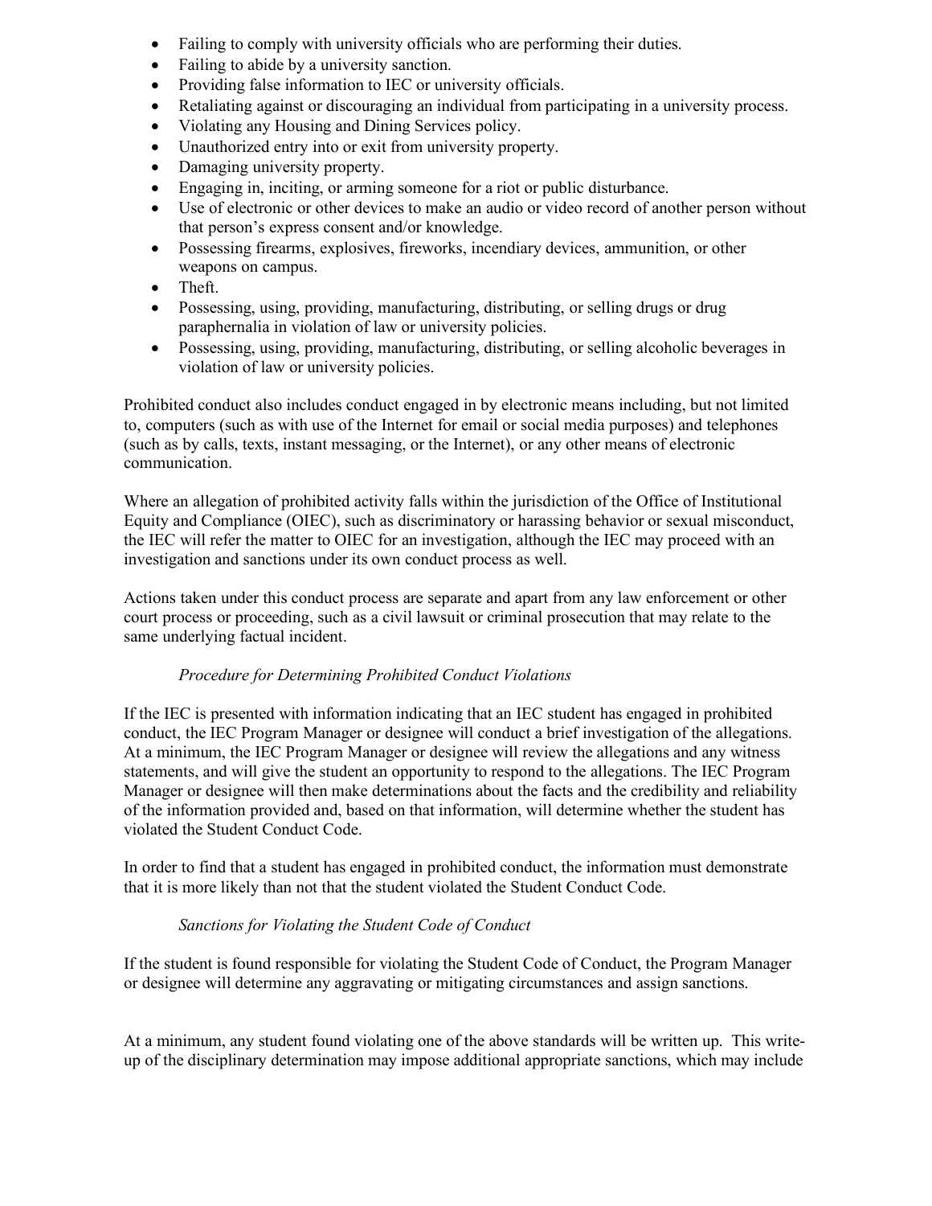- Failing to comply with university officials who are performing their duties.
- Failing to abide by a university sanction.
- Providing false information to IEC or university officials.
- Retaliating against or discouraging an individual from participating in a university process.
- Violating any Housing and Dining Services policy.
- Unauthorized entry into or exit from university property.
- Damaging university property.
- Engaging in, inciting, or arming someone for a riot or public disturbance.
- Use of electronic or other devices to make an audio or video record of another person without that person's express consent and/or knowledge.
- Possessing firearms, explosives, fireworks, incendiary devices, ammunition, or other weapons on campus.
- Theft.
- Possessing, using, providing, manufacturing, distributing, or selling drugs or drug paraphernalia in violation of law or university policies.
- Possessing, using, providing, manufacturing, distributing, or selling alcoholic beverages in violation of law or university policies.

Prohibited conduct also includes conduct engaged in by electronic means including, but not limited to, computers (such as with use of the Internet for email or social media purposes) and telephones (such as by calls, texts, instant messaging, or the Internet), or any other means of electronic communication.

Where an allegation of prohibited activity falls within the jurisdiction of the Office of Institutional Equity and Compliance (OIEC), such as discriminatory or harassing behavior or sexual misconduct, the IEC will refer the matter to OIEC for an investigation, although the IEC may proceed with an investigation and sanctions under its own conduct process as well.

Actions taken under this conduct process are separate and apart from any law enforcement or other court process or proceeding, such as a civil lawsuit or criminal prosecution that may relate to the same underlying factual incident.

*Procedure for Determining Prohibited Conduct Violations*

If the IEC is presented with information indicating that an IEC student has engaged in prohibited conduct, the IEC Program Manager or designee will conduct a brief investigation of the allegations. At a minimum, the IEC Program Manager or designee will review the allegations and any witness statements, and will give the student an opportunity to respond to the allegations. The IEC Program Manager or designee will then make determinations about the facts and the credibility and reliability of the information provided and, based on that information, will determine whether the student has violated the Student Conduct Code.

In order to find that a student has engaged in prohibited conduct, the information must demonstrate that it is more likely than not that the student violated the Student Conduct Code.

*Sanctions for Violating the Student Code of Conduct*

If the student is found responsible for violating the Student Code of Conduct, the Program Manager or designee will determine any aggravating or mitigating circumstances and assign sanctions.

At a minimum, any student found violating one of the above standards will be written up. This write-up of the disciplinary determination may impose additional appropriate sanctions, which may include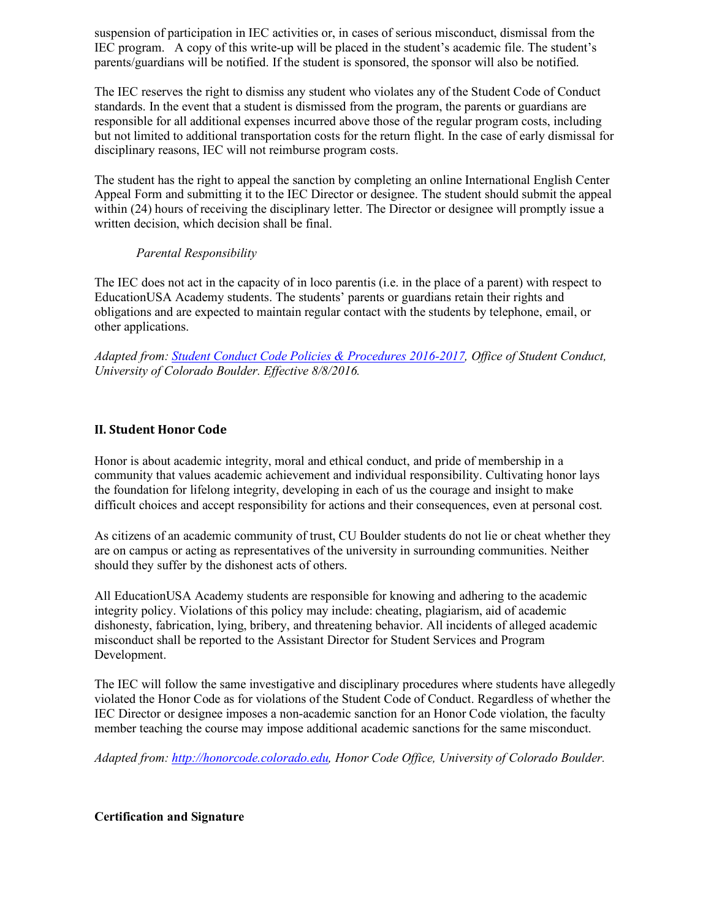suspension of participation in IEC activities or, in cases of serious misconduct, dismissal from the IEC program. A copy of this write-up will be placed in the student's academic file. The student's parents/guardians will be notified. If the student is sponsored, the sponsor will also be notified.

The IEC reserves the right to dismiss any student who violates any of the Student Code of Conduct standards. In the event that a student is dismissed from the program, the parents or guardians are responsible for all additional expenses incurred above those of the regular program costs, including but not limited to additional transportation costs for the return flight. In the case of early dismissal for disciplinary reasons, IEC will not reimburse program costs.

The student has the right to appeal the sanction by completing an online International English Center Appeal Form and submitting it to the IEC Director or designee. The student should submit the appeal within (24) hours of receiving the disciplinary letter. The Director or designee will promptly issue a written decision, which decision shall be final.

*Parental Responsibility*

The IEC does not act in the capacity of in loco parentis (i.e. in the place of a parent) with respect to EducationUSA Academy students. The students' parents or guardians retain their rights and obligations and are expected to maintain regular contact with the students by telephone, email, or other applications.

*Adapted from: Student Conduct Code Policies & Procedures 2016-2017, Office of Student Conduct, University of Colorado Boulder. Effective 8/8/2016.*

## II. Student Honor Code

Honor is about academic integrity, moral and ethical conduct, and pride of membership in a community that values academic achievement and individual responsibility. Cultivating honor lays the foundation for lifelong integrity, developing in each of us the courage and insight to make difficult choices and accept responsibility for actions and their consequences, even at personal cost.

As citizens of an academic community of trust, CU Boulder students do not lie or cheat whether they are on campus or acting as representatives of the university in surrounding communities. Neither should they suffer by the dishonest acts of others.

All EducationUSA Academy students are responsible for knowing and adhering to the academic integrity policy. Violations of this policy may include: cheating, plagiarism, aid of academic dishonesty, fabrication, lying, bribery, and threatening behavior. All incidents of alleged academic misconduct shall be reported to the Assistant Director for Student Services and Program Development.

The IEC will follow the same investigative and disciplinary procedures where students have allegedly violated the Honor Code as for violations of the Student Code of Conduct. Regardless of whether the IEC Director or designee imposes a non-academic sanction for an Honor Code violation, the faculty member teaching the course may impose additional academic sanctions for the same misconduct.

*Adapted from: http://honorcode.colorado.edu, Honor Code Office, University of Colorado Boulder.*

**Certification and Signature**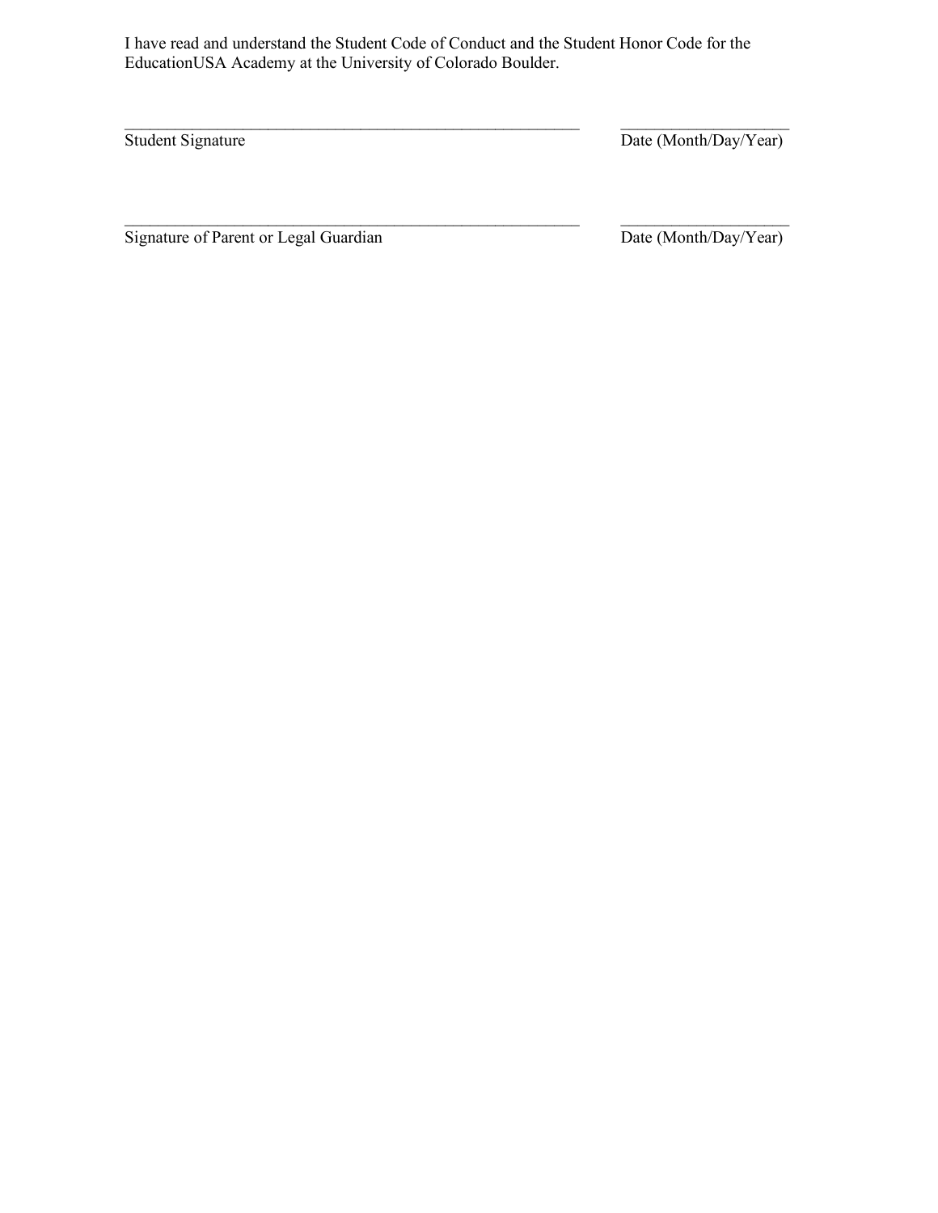I have read and understand the Student Code of Conduct and the Student Honor Code for the EducationUSA Academy at the University of Colorado Boulder.

\_\_\_\_\_\_\_\_\_\_\_\_\_\_\_\_\_\_\_\_\_\_\_\_\_\_\_\_\_\_\_\_\_\_\_\_\_\_\_\_\_\_\_\_\_\_ \_\_\_\_\_\_\_\_\_\_\_\_\_\_\_\_\_\_\_

Student Signature Date (Month/Day/Year)

\_\_\_\_\_\_\_\_\_\_\_\_\_\_\_\_\_\_\_\_\_\_\_\_\_\_\_\_\_\_\_\_\_\_\_\_\_\_\_\_\_\_\_\_\_\_ \_\_\_\_\_\_\_\_\_\_\_\_\_\_\_\_\_\_\_

Signature of Parent or Legal Guardian Date (Month/Day/Year)